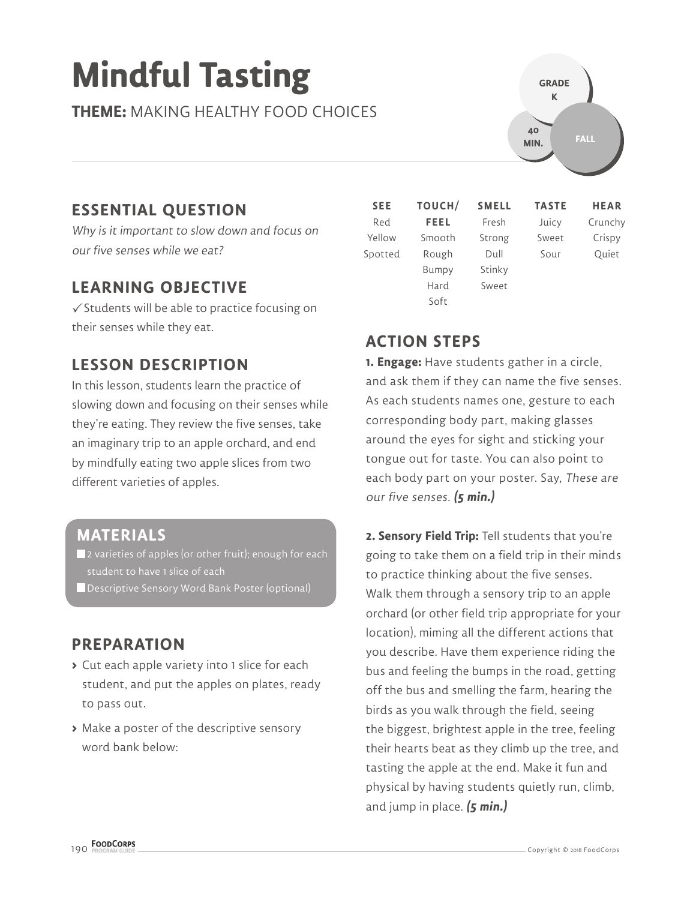# Mindful Tasting

**THEME:** MAKING HEALTHY FOOD CHOICES

GRADE K | 40 MIN. | FALL

## ESSENTIAL QUESTION

*Why is it important to slow down and focus on our five senses while we eat?*

## LEARNING OBJECTIVE

✓ Students will be able to practice focusing on their senses while they eat.

## LESSON DESCRIPTION

In this lesson, students learn the practice of slowing down and focusing on their senses while they're eating. They review the five senses, take an imaginary trip to an apple orchard, and end by mindfully eating two apple slices from two different varieties of apples.

## MATERIALS

- 2 varieties of apples (or other fruit); enough for each student to have 1 slice of each
- Descriptive Sensory Word Bank Poster (optional)

## PREPARATION

- Cut each apple variety into 1 slice for each student, and put the apples on plates, ready to pass out.
- Make a poster of the descriptive sensory word bank below:

| SEE | TOUCH/ FEEL | SMELL | TASTE | HEAR |
|---|---|---|---|---|
| Red | Smooth | Fresh | Juicy | Crunchy |
| Yellow | Rough | Strong | Sweet | Crispy |
| Spotted | Bumpy | Dull | Sour | Quiet |
| | Hard | Stinky | | |
| | Soft | Sweet | | |

## ACTION STEPS

**1. Engage:** Have students gather in a circle, and ask them if they can name the five senses. As each students names one, gesture to each corresponding body part, making glasses around the eyes for sight and sticking your tongue out for taste. You can also point to each body part on your poster. Say, *These are our five senses.* ***(5 min.)***

**2. Sensory Field Trip:** Tell students that you're going to take them on a field trip in their minds to practice thinking about the five senses. Walk them through a sensory trip to an apple orchard (or other field trip appropriate for your location), miming all the different actions that you describe. Have them experience riding the bus and feeling the bumps in the road, getting off the bus and smelling the farm, hearing the birds as you walk through the field, seeing the biggest, brightest apple in the tree, feeling their hearts beat as they climb up the tree, and tasting the apple at the end. Make it fun and physical by having students quietly run, climb, and jump in place. ***(5 min.)***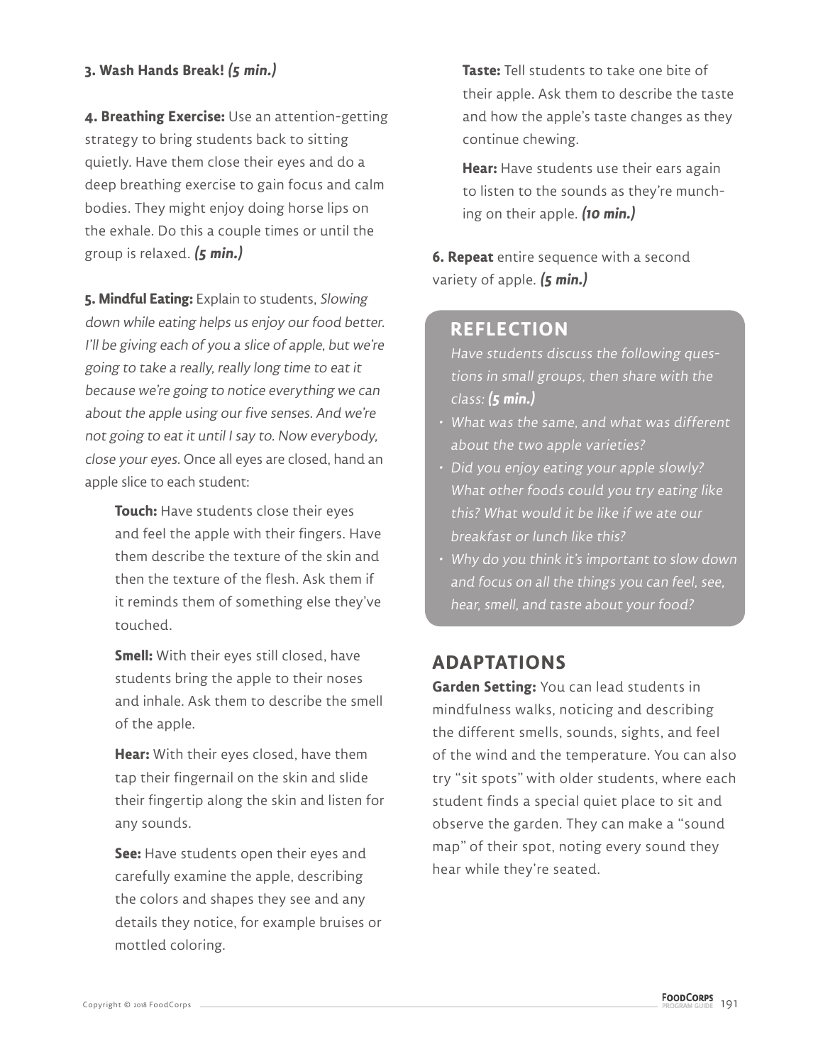**3. Wash Hands Break!** ***(5 min.)***

**4. Breathing Exercise:** Use an attention-getting strategy to bring students back to sitting quietly. Have them close their eyes and do a deep breathing exercise to gain focus and calm bodies. They might enjoy doing horse lips on the exhale. Do this a couple times or until the group is relaxed. ***(5 min.)***

**5. Mindful Eating:** Explain to students, *Slowing down while eating helps us enjoy our food better. I'll be giving each of you a slice of apple, but we're going to take a really, really long time to eat it because we're going to notice everything we can about the apple using our five senses. And we're not going to eat it until I say to. Now everybody, close your eyes.* Once all eyes are closed, hand an apple slice to each student:

**Touch:** Have students close their eyes and feel the apple with their fingers. Have them describe the texture of the skin and then the texture of the flesh. Ask them if it reminds them of something else they've touched.

**Smell:** With their eyes still closed, have students bring the apple to their noses and inhale. Ask them to describe the smell of the apple.

**Hear:** With their eyes closed, have them tap their fingernail on the skin and slide their fingertip along the skin and listen for any sounds.

**See:** Have students open their eyes and carefully examine the apple, describing the colors and shapes they see and any details they notice, for example bruises or mottled coloring.

**Taste:** Tell students to take one bite of their apple. Ask them to describe the taste and how the apple's taste changes as they continue chewing.

**Hear:** Have students use their ears again to listen to the sounds as they're munching on their apple. ***(10 min.)***

**6. Repeat** entire sequence with a second variety of apple. ***(5 min.)***

## REFLECTION

*Have students discuss the following questions in small groups, then share with the class:* ***(5 min.)***

- *What was the same, and what was different about the two apple varieties?*
- *Did you enjoy eating your apple slowly? What other foods could you try eating like this? What would it be like if we ate our breakfast or lunch like this?*
- *Why do you think it's important to slow down and focus on all the things you can feel, see, hear, smell, and taste about your food?*

## ADAPTATIONS

**Garden Setting:** You can lead students in mindfulness walks, noticing and describing the different smells, sounds, sights, and feel of the wind and the temperature. You can also try "sit spots" with older students, where each student finds a special quiet place to sit and observe the garden. They can make a "sound map" of their spot, noting every sound they hear while they're seated.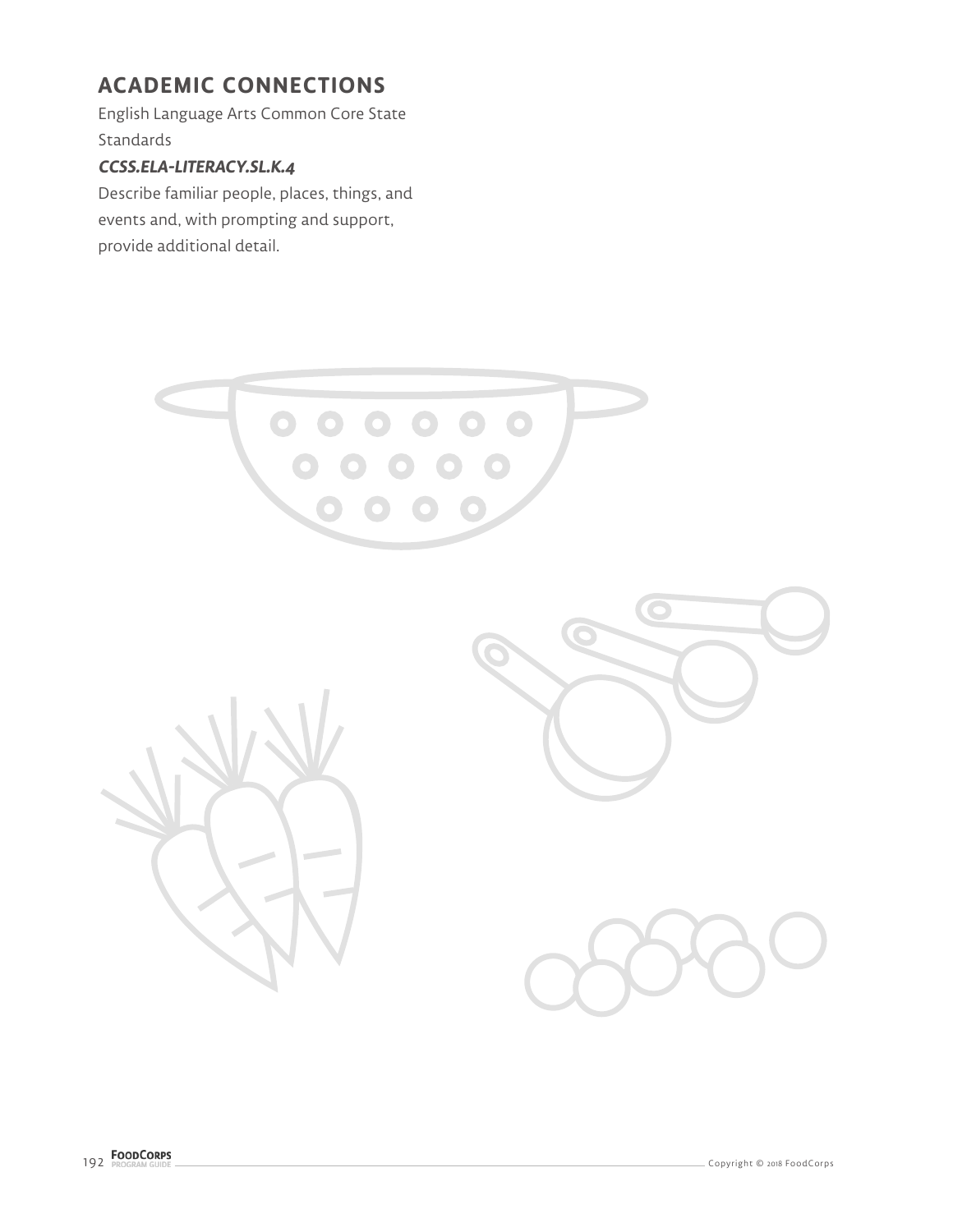## ACADEMIC CONNECTIONS

English Language Arts Common Core State Standards

***CCSS.ELA-LITERACY.SL.K.4***

Describe familiar people, places, things, and events and, with prompting and support, provide additional detail.